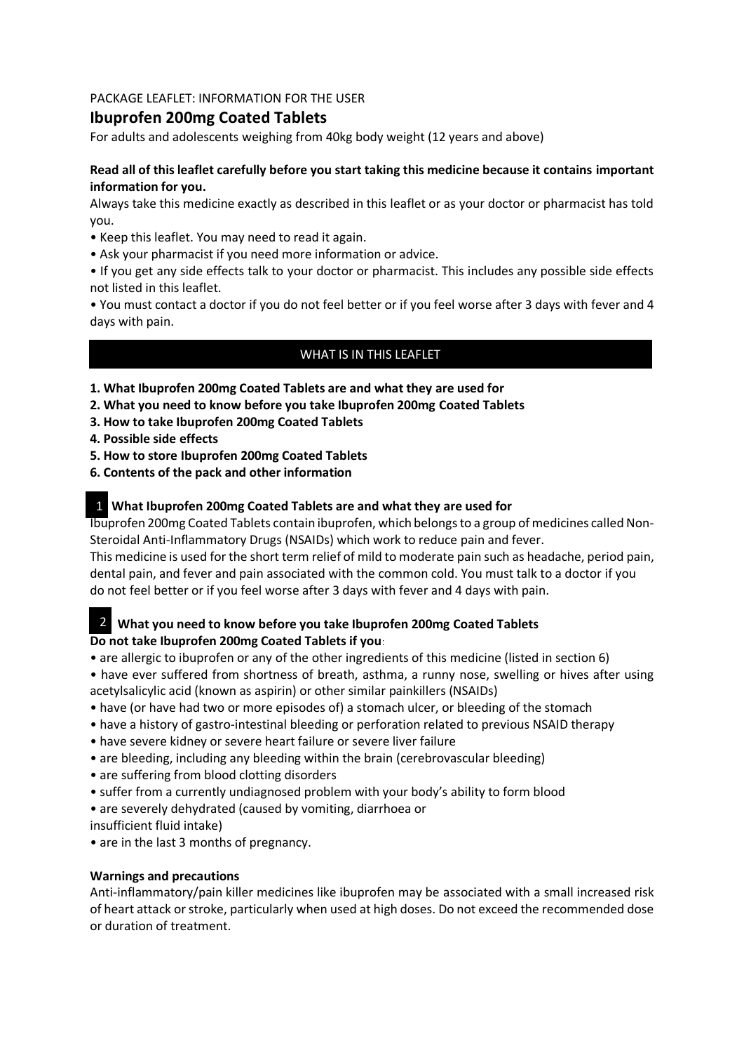PACKAGE LEAFLET: INFORMATION FOR THE USER

# Ibuprofen 200mg Coated Tablets

For adults and adolescents weighing from 40kg body weight (12 years and above)

**Read all of this leaflet carefully before you start taking this medicine because it contains important information for you.**

Always take this medicine exactly as described in this leaflet or as your doctor or pharmacist has told you.

- Keep this leaflet. You may need to read it again.
- Ask your pharmacist if you need more information or advice.
- If you get any side effects talk to your doctor or pharmacist. This includes any possible side effects not listed in this leaflet.
- You must contact a doctor if you do not feel better or if you feel worse after 3 days with fever and 4 days with pain.

## WHAT IS IN THIS LEAFLET

**1. What Ibuprofen 200mg Coated Tablets are and what they are used for**
**2. What you need to know before you take Ibuprofen 200mg Coated Tablets**
**3. How to take Ibuprofen 200mg Coated Tablets**
**4. Possible side effects**
**5. How to store Ibuprofen 200mg Coated Tablets**
**6. Contents of the pack and other information**

## 1 What Ibuprofen 200mg Coated Tablets are and what they are used for

Ibuprofen 200mg Coated Tablets contain ibuprofen, which belongs to a group of medicines called Non-Steroidal Anti-Inflammatory Drugs (NSAIDs) which work to reduce pain and fever.

This medicine is used for the short term relief of mild to moderate pain such as headache, period pain, dental pain, and fever and pain associated with the common cold. You must talk to a doctor if you do not feel better or if you feel worse after 3 days with fever and 4 days with pain.

## 2 What you need to know before you take Ibuprofen 200mg Coated Tablets

**Do not take Ibuprofen 200mg Coated Tablets if you**:

- are allergic to ibuprofen or any of the other ingredients of this medicine (listed in section 6)
- have ever suffered from shortness of breath, asthma, a runny nose, swelling or hives after using acetylsalicylic acid (known as aspirin) or other similar painkillers (NSAIDs)
- have (or have had two or more episodes of) a stomach ulcer, or bleeding of the stomach
- have a history of gastro-intestinal bleeding or perforation related to previous NSAID therapy
- have severe kidney or severe heart failure or severe liver failure
- are bleeding, including any bleeding within the brain (cerebrovascular bleeding)
- are suffering from blood clotting disorders
- suffer from a currently undiagnosed problem with your body's ability to form blood
- are severely dehydrated (caused by vomiting, diarrhoea or insufficient fluid intake)
- are in the last 3 months of pregnancy.

**Warnings and precautions**

Anti-inflammatory/pain killer medicines like ibuprofen may be associated with a small increased risk of heart attack or stroke, particularly when used at high doses. Do not exceed the recommended dose or duration of treatment.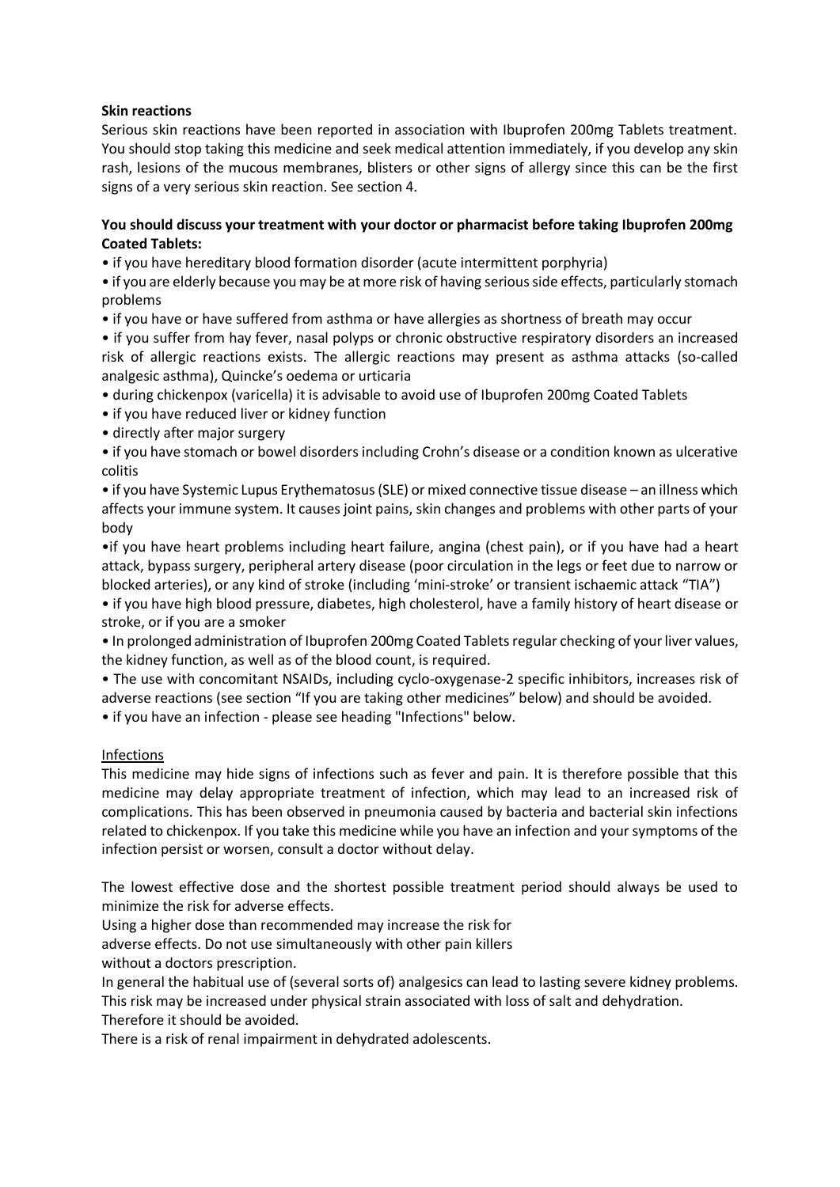**Skin reactions**

Serious skin reactions have been reported in association with Ibuprofen 200mg Tablets treatment. You should stop taking this medicine and seek medical attention immediately, if you develop any skin rash, lesions of the mucous membranes, blisters or other signs of allergy since this can be the first signs of a very serious skin reaction. See section 4.

**You should discuss your treatment with your doctor or pharmacist before taking Ibuprofen 200mg Coated Tablets:**

- if you have hereditary blood formation disorder (acute intermittent porphyria)
- if you are elderly because you may be at more risk of having serious side effects, particularly stomach problems
- if you have or have suffered from asthma or have allergies as shortness of breath may occur
- if you suffer from hay fever, nasal polyps or chronic obstructive respiratory disorders an increased risk of allergic reactions exists. The allergic reactions may present as asthma attacks (so-called analgesic asthma), Quincke's oedema or urticaria
- during chickenpox (varicella) it is advisable to avoid use of Ibuprofen 200mg Coated Tablets
- if you have reduced liver or kidney function
- directly after major surgery
- if you have stomach or bowel disorders including Crohn's disease or a condition known as ulcerative colitis
- if you have Systemic Lupus Erythematosus (SLE) or mixed connective tissue disease – an illness which affects your immune system. It causes joint pains, skin changes and problems with other parts of your body
- if you have heart problems including heart failure, angina (chest pain), or if you have had a heart attack, bypass surgery, peripheral artery disease (poor circulation in the legs or feet due to narrow or blocked arteries), or any kind of stroke (including 'mini-stroke' or transient ischaemic attack "TIA")
- if you have high blood pressure, diabetes, high cholesterol, have a family history of heart disease or stroke, or if you are a smoker
- In prolonged administration of Ibuprofen 200mg Coated Tablets regular checking of your liver values, the kidney function, as well as of the blood count, is required.
- The use with concomitant NSAIDs, including cyclo-oxygenase-2 specific inhibitors, increases risk of adverse reactions (see section "If you are taking other medicines" below) and should be avoided.
- if you have an infection - please see heading "Infections" below.

Infections

This medicine may hide signs of infections such as fever and pain. It is therefore possible that this medicine may delay appropriate treatment of infection, which may lead to an increased risk of complications. This has been observed in pneumonia caused by bacteria and bacterial skin infections related to chickenpox. If you take this medicine while you have an infection and your symptoms of the infection persist or worsen, consult a doctor without delay.

The lowest effective dose and the shortest possible treatment period should always be used to minimize the risk for adverse effects.

Using a higher dose than recommended may increase the risk for adverse effects. Do not use simultaneously with other pain killers without a doctors prescription.

In general the habitual use of (several sorts of) analgesics can lead to lasting severe kidney problems. This risk may be increased under physical strain associated with loss of salt and dehydration. Therefore it should be avoided.

There is a risk of renal impairment in dehydrated adolescents.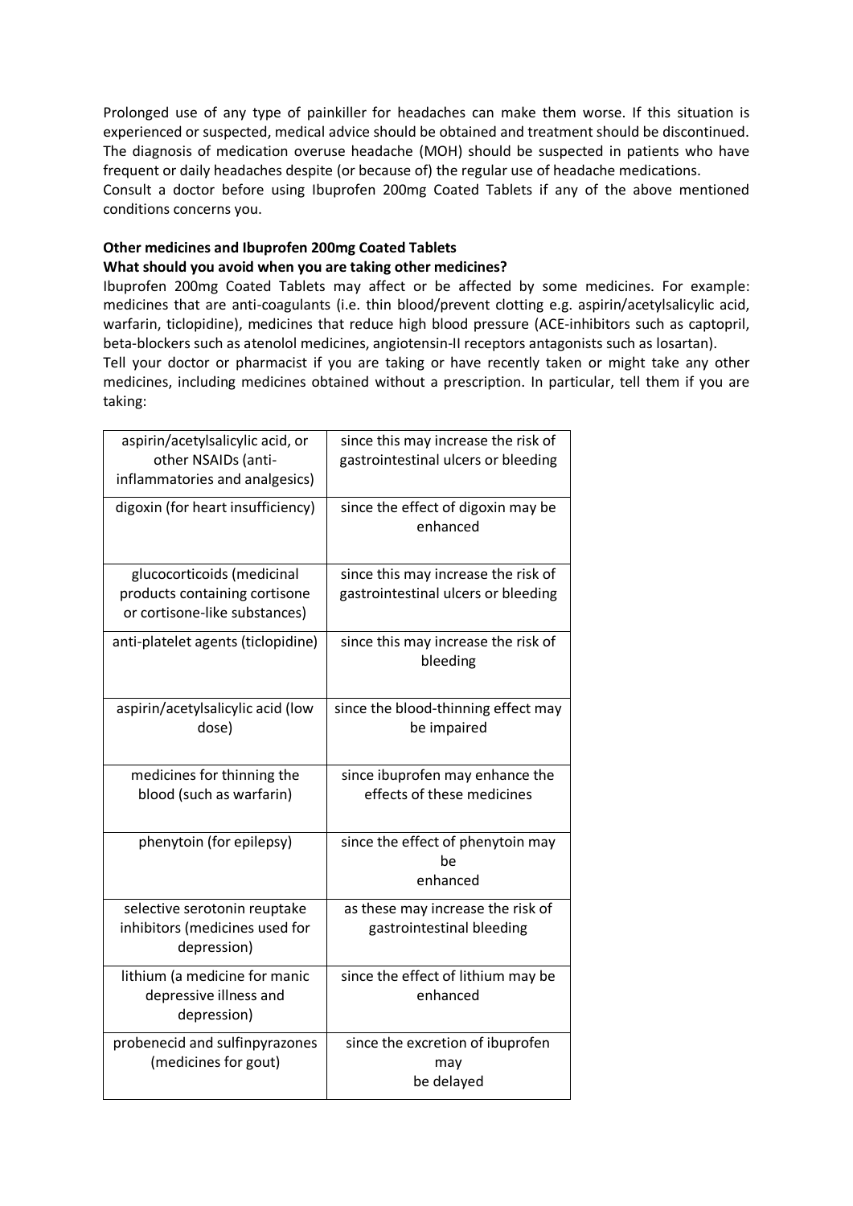Prolonged use of any type of painkiller for headaches can make them worse. If this situation is experienced or suspected, medical advice should be obtained and treatment should be discontinued. The diagnosis of medication overuse headache (MOH) should be suspected in patients who have frequent or daily headaches despite (or because of) the regular use of headache medications.
Consult a doctor before using Ibuprofen 200mg Coated Tablets if any of the above mentioned conditions concerns you.

**Other medicines and Ibuprofen 200mg Coated Tablets**
**What should you avoid when you are taking other medicines?**

Ibuprofen 200mg Coated Tablets may affect or be affected by some medicines. For example: medicines that are anti-coagulants (i.e. thin blood/prevent clotting e.g. aspirin/acetylsalicylic acid, warfarin, ticlopidine), medicines that reduce high blood pressure (ACE-inhibitors such as captopril, beta-blockers such as atenolol medicines, angiotensin-II receptors antagonists such as losartan).
Tell your doctor or pharmacist if you are taking or have recently taken or might take any other medicines, including medicines obtained without a prescription. In particular, tell them if you are taking:

| | |
|---|---|
| aspirin/acetylsalicylic acid, or other NSAIDs (anti-inflammatories and analgesics) | since this may increase the risk of gastrointestinal ulcers or bleeding |
| digoxin (for heart insufficiency) | since the effect of digoxin may be enhanced |
| glucocorticoids (medicinal products containing cortisone or cortisone-like substances) | since this may increase the risk of gastrointestinal ulcers or bleeding |
| anti-platelet agents (ticlopidine) | since this may increase the risk of bleeding |
| aspirin/acetylsalicylic acid (low dose) | since the blood-thinning effect may be impaired |
| medicines for thinning the blood (such as warfarin) | since ibuprofen may enhance the effects of these medicines |
| phenytoin (for epilepsy) | since the effect of phenytoin may be enhanced |
| selective serotonin reuptake inhibitors (medicines used for depression) | as these may increase the risk of gastrointestinal bleeding |
| lithium (a medicine for manic depressive illness and depression) | since the effect of lithium may be enhanced |
| probenecid and sulfinpyrazones (medicines for gout) | since the excretion of ibuprofen may be delayed |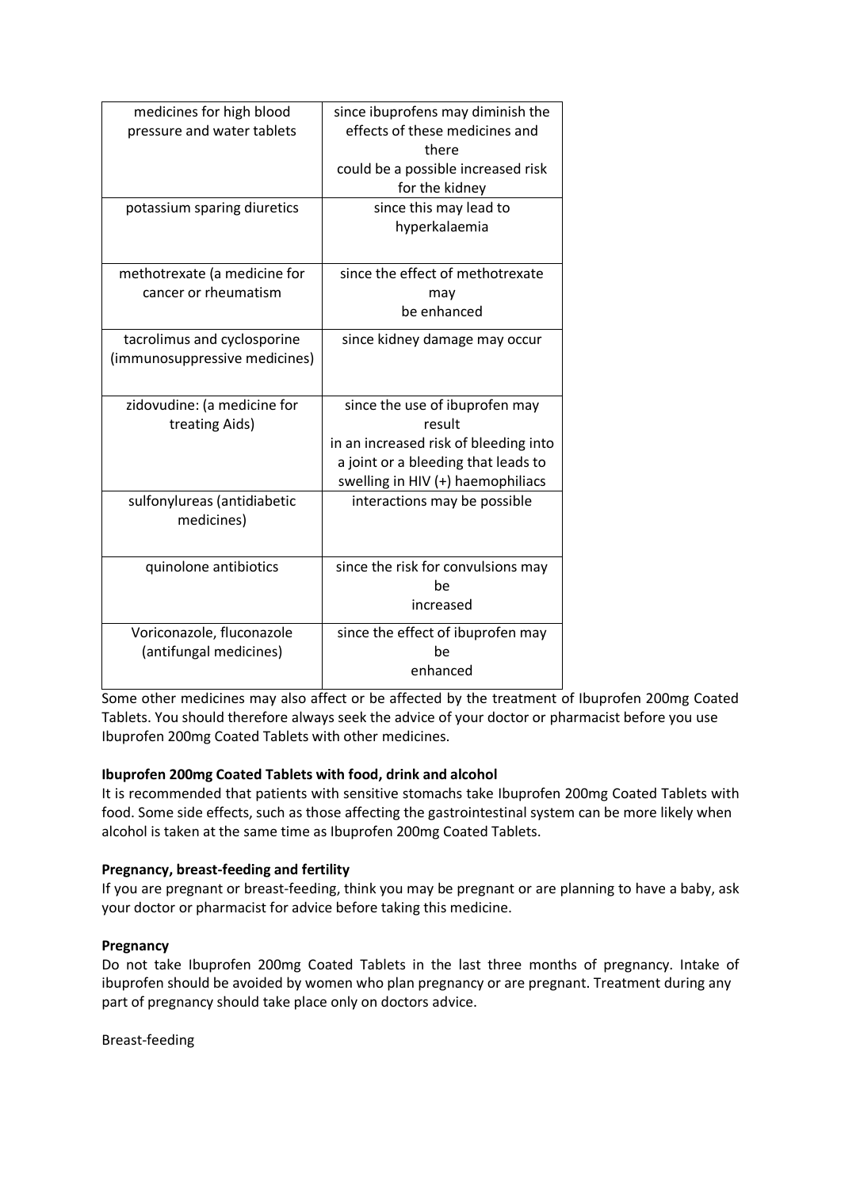| | |
|---|---|
| medicines for high blood pressure and water tablets | since ibuprofens may diminish the effects of these medicines and there could be a possible increased risk for the kidney |
| potassium sparing diuretics | since this may lead to hyperkalaemia |
| methotrexate (a medicine for cancer or rheumatism | since the effect of methotrexate may be enhanced |
| tacrolimus and cyclosporine (immunosuppressive medicines) | since kidney damage may occur |
| zidovudine: (a medicine for treating Aids) | since the use of ibuprofen may result in an increased risk of bleeding into a joint or a bleeding that leads to swelling in HIV (+) haemophiliacs |
| sulfonylureas (antidiabetic medicines) | interactions may be possible |
| quinolone antibiotics | since the risk for convulsions may be increased |
| Voriconazole, fluconazole (antifungal medicines) | since the effect of ibuprofen may be enhanced |

Some other medicines may also affect or be affected by the treatment of Ibuprofen 200mg Coated Tablets. You should therefore always seek the advice of your doctor or pharmacist before you use Ibuprofen 200mg Coated Tablets with other medicines.

**Ibuprofen 200mg Coated Tablets with food, drink and alcohol**

It is recommended that patients with sensitive stomachs take Ibuprofen 200mg Coated Tablets with food. Some side effects, such as those affecting the gastrointestinal system can be more likely when alcohol is taken at the same time as Ibuprofen 200mg Coated Tablets.

**Pregnancy, breast-feeding and fertility**

If you are pregnant or breast-feeding, think you may be pregnant or are planning to have a baby, ask your doctor or pharmacist for advice before taking this medicine.

**Pregnancy**

Do not take Ibuprofen 200mg Coated Tablets in the last three months of pregnancy. Intake of ibuprofen should be avoided by women who plan pregnancy or are pregnant. Treatment during any part of pregnancy should take place only on doctors advice.

Breast-feeding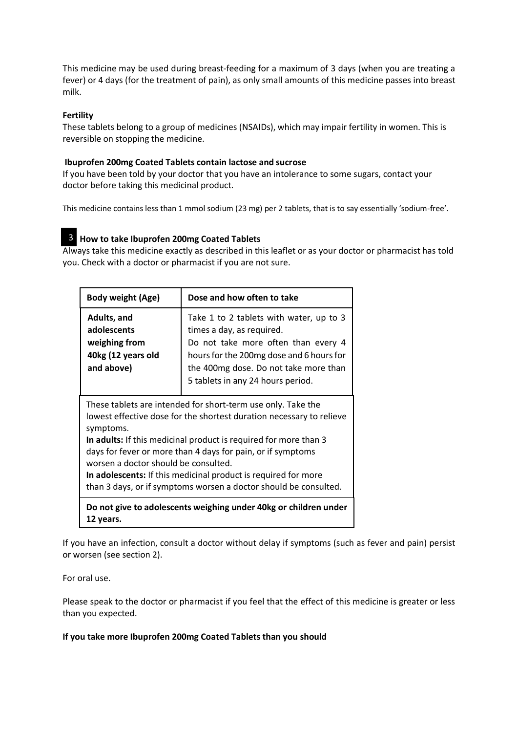This medicine may be used during breast-feeding for a maximum of 3 days (when you are treating a fever) or 4 days (for the treatment of pain), as only small amounts of this medicine passes into breast milk.

**Fertility**

These tablets belong to a group of medicines (NSAIDs), which may impair fertility in women. This is reversible on stopping the medicine.

**Ibuprofen 200mg Coated Tablets contain lactose and sucrose**

If you have been told by your doctor that you have an intolerance to some sugars, contact your doctor before taking this medicinal product.

This medicine contains less than 1 mmol sodium (23 mg) per 2 tablets, that is to say essentially 'sodium-free'.

## 3 How to take Ibuprofen 200mg Coated Tablets

Always take this medicine exactly as described in this leaflet or as your doctor or pharmacist has told you. Check with a doctor or pharmacist if you are not sure.

| Body weight (Age) | Dose and how often to take |
|---|---|
| **Adults, and adolescents weighing from 40kg (12 years old and above)** | Take 1 to 2 tablets with water, up to 3 times a day, as required. Do not take more often than every 4 hours for the 200mg dose and 6 hours for the 400mg dose. Do not take more than 5 tablets in any 24 hours period. |
| These tablets are intended for short-term use only. Take the lowest effective dose for the shortest duration necessary to relieve symptoms. **In adults:** If this medicinal product is required for more than 3 days for fever or more than 4 days for pain, or if symptoms worsen a doctor should be consulted. **In adolescents:** If this medicinal product is required for more than 3 days, or if symptoms worsen a doctor should be consulted. | |
| **Do not give to adolescents weighing under 40kg or children under 12 years.** | |

If you have an infection, consult a doctor without delay if symptoms (such as fever and pain) persist or worsen (see section 2).

For oral use.

Please speak to the doctor or pharmacist if you feel that the effect of this medicine is greater or less than you expected.

**If you take more Ibuprofen 200mg Coated Tablets than you should**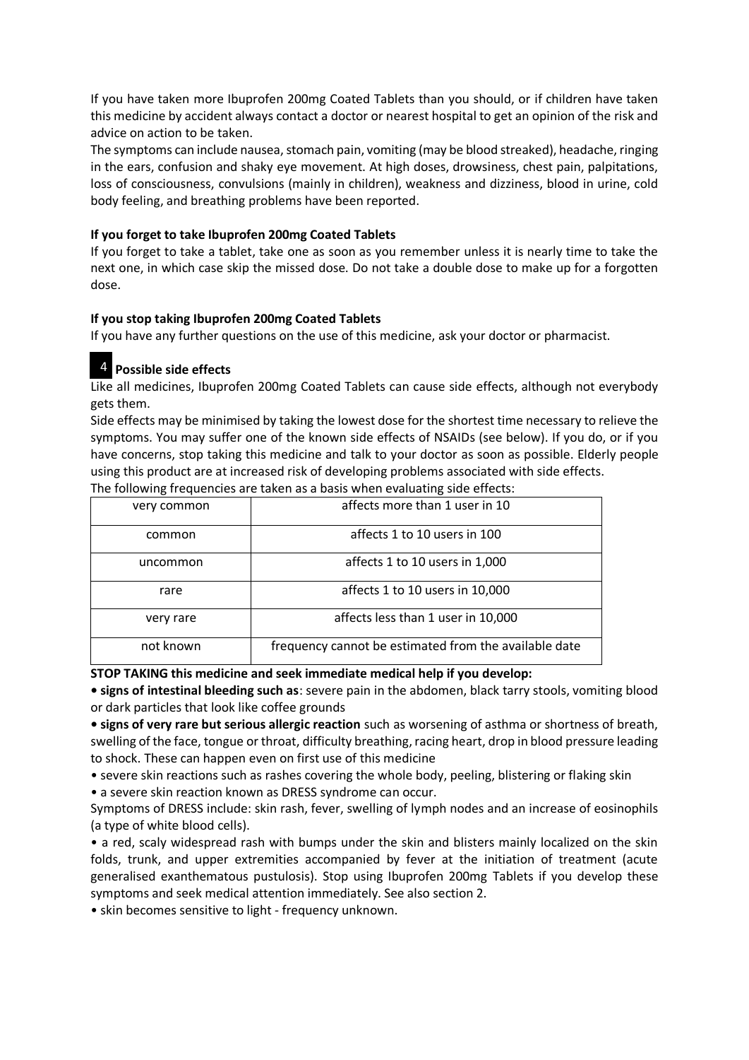If you have taken more Ibuprofen 200mg Coated Tablets than you should, or if children have taken this medicine by accident always contact a doctor or nearest hospital to get an opinion of the risk and advice on action to be taken.

The symptoms can include nausea, stomach pain, vomiting (may be blood streaked), headache, ringing in the ears, confusion and shaky eye movement. At high doses, drowsiness, chest pain, palpitations, loss of consciousness, convulsions (mainly in children), weakness and dizziness, blood in urine, cold body feeling, and breathing problems have been reported.

**If you forget to take Ibuprofen 200mg Coated Tablets**

If you forget to take a tablet, take one as soon as you remember unless it is nearly time to take the next one, in which case skip the missed dose. Do not take a double dose to make up for a forgotten dose.

**If you stop taking Ibuprofen 200mg Coated Tablets**

If you have any further questions on the use of this medicine, ask your doctor or pharmacist.

## 4 Possible side effects

Like all medicines, Ibuprofen 200mg Coated Tablets can cause side effects, although not everybody gets them.

Side effects may be minimised by taking the lowest dose for the shortest time necessary to relieve the symptoms. You may suffer one of the known side effects of NSAIDs (see below). If you do, or if you have concerns, stop taking this medicine and talk to your doctor as soon as possible. Elderly people using this product are at increased risk of developing problems associated with side effects.

The following frequencies are taken as a basis when evaluating side effects:

| very common | affects more than 1 user in 10 |
|---|---|
| common | affects 1 to 10 users in 100 |
| uncommon | affects 1 to 10 users in 1,000 |
| rare | affects 1 to 10 users in 10,000 |
| very rare | affects less than 1 user in 10,000 |
| not known | frequency cannot be estimated from the available date |

**STOP TAKING this medicine and seek immediate medical help if you develop:**

- **signs of intestinal bleeding such as**: severe pain in the abdomen, black tarry stools, vomiting blood or dark particles that look like coffee grounds
- **signs of very rare but serious allergic reaction** such as worsening of asthma or shortness of breath, swelling of the face, tongue or throat, difficulty breathing, racing heart, drop in blood pressure leading to shock. These can happen even on first use of this medicine
- severe skin reactions such as rashes covering the whole body, peeling, blistering or flaking skin
- a severe skin reaction known as DRESS syndrome can occur.

Symptoms of DRESS include: skin rash, fever, swelling of lymph nodes and an increase of eosinophils (a type of white blood cells).

- a red, scaly widespread rash with bumps under the skin and blisters mainly localized on the skin folds, trunk, and upper extremities accompanied by fever at the initiation of treatment (acute generalised exanthematous pustulosis). Stop using Ibuprofen 200mg Tablets if you develop these symptoms and seek medical attention immediately. See also section 2.
- skin becomes sensitive to light - frequency unknown.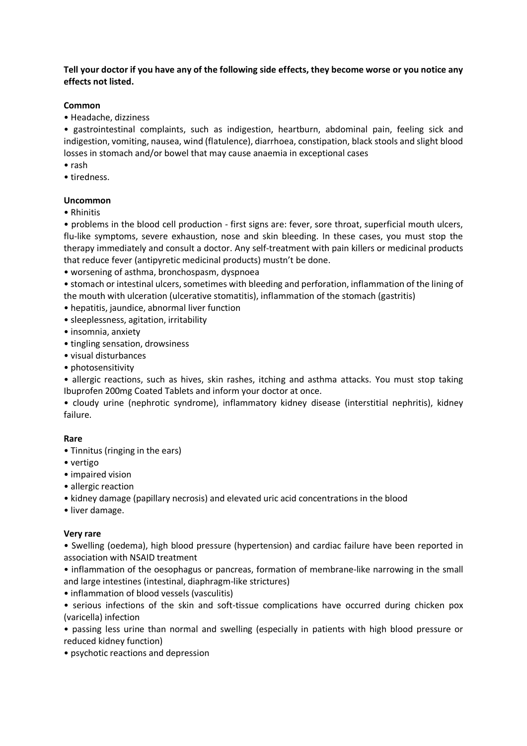**Tell your doctor if you have any of the following side effects, they become worse or you notice any effects not listed.**

**Common**

- Headache, dizziness
- gastrointestinal complaints, such as indigestion, heartburn, abdominal pain, feeling sick and indigestion, vomiting, nausea, wind (flatulence), diarrhoea, constipation, black stools and slight blood losses in stomach and/or bowel that may cause anaemia in exceptional cases
- rash
- tiredness.

**Uncommon**

- Rhinitis
- problems in the blood cell production - first signs are: fever, sore throat, superficial mouth ulcers, flu-like symptoms, severe exhaustion, nose and skin bleeding. In these cases, you must stop the therapy immediately and consult a doctor. Any self-treatment with pain killers or medicinal products that reduce fever (antipyretic medicinal products) mustn't be done.
- worsening of asthma, bronchospasm, dyspnoea
- stomach or intestinal ulcers, sometimes with bleeding and perforation, inflammation of the lining of the mouth with ulceration (ulcerative stomatitis), inflammation of the stomach (gastritis)
- hepatitis, jaundice, abnormal liver function
- sleeplessness, agitation, irritability
- insomnia, anxiety
- tingling sensation, drowsiness
- visual disturbances
- photosensitivity
- allergic reactions, such as hives, skin rashes, itching and asthma attacks. You must stop taking Ibuprofen 200mg Coated Tablets and inform your doctor at once.
- cloudy urine (nephrotic syndrome), inflammatory kidney disease (interstitial nephritis), kidney failure.

**Rare**

- Tinnitus (ringing in the ears)
- vertigo
- impaired vision
- allergic reaction
- kidney damage (papillary necrosis) and elevated uric acid concentrations in the blood
- liver damage.

**Very rare**

- Swelling (oedema), high blood pressure (hypertension) and cardiac failure have been reported in association with NSAID treatment
- inflammation of the oesophagus or pancreas, formation of membrane-like narrowing in the small and large intestines (intestinal, diaphragm-like strictures)
- inflammation of blood vessels (vasculitis)
- serious infections of the skin and soft-tissue complications have occurred during chicken pox (varicella) infection
- passing less urine than normal and swelling (especially in patients with high blood pressure or reduced kidney function)
- psychotic reactions and depression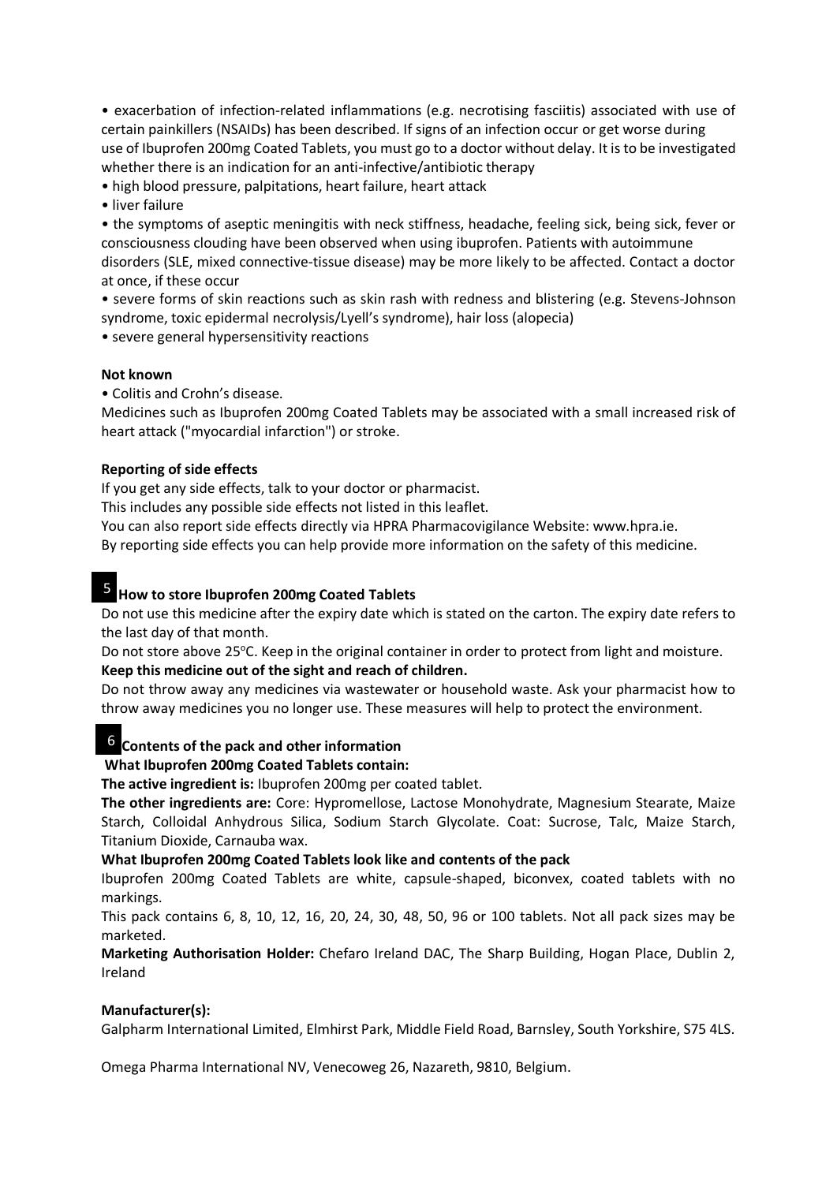- exacerbation of infection-related inflammations (e.g. necrotising fasciitis) associated with use of certain painkillers (NSAIDs) has been described. If signs of an infection occur or get worse during use of Ibuprofen 200mg Coated Tablets, you must go to a doctor without delay. It is to be investigated whether there is an indication for an anti-infective/antibiotic therapy
- high blood pressure, palpitations, heart failure, heart attack
- liver failure
- the symptoms of aseptic meningitis with neck stiffness, headache, feeling sick, being sick, fever or consciousness clouding have been observed when using ibuprofen. Patients with autoimmune disorders (SLE, mixed connective-tissue disease) may be more likely to be affected. Contact a doctor at once, if these occur
- severe forms of skin reactions such as skin rash with redness and blistering (e.g. Stevens-Johnson syndrome, toxic epidermal necrolysis/Lyell's syndrome), hair loss (alopecia)
- severe general hypersensitivity reactions

**Not known**

- Colitis and Crohn's disease.

Medicines such as Ibuprofen 200mg Coated Tablets may be associated with a small increased risk of heart attack ("myocardial infarction") or stroke.

**Reporting of side effects**

If you get any side effects, talk to your doctor or pharmacist.
This includes any possible side effects not listed in this leaflet.
You can also report side effects directly via HPRA Pharmacovigilance Website: www.hpra.ie.
By reporting side effects you can help provide more information on the safety of this medicine.

## 5 How to store Ibuprofen 200mg Coated Tablets

Do not use this medicine after the expiry date which is stated on the carton. The expiry date refers to the last day of that month.

Do not store above 25°C. Keep in the original container in order to protect from light and moisture.

**Keep this medicine out of the sight and reach of children.**

Do not throw away any medicines via wastewater or household waste. Ask your pharmacist how to throw away medicines you no longer use. These measures will help to protect the environment.

## 6 Contents of the pack and other information

**What Ibuprofen 200mg Coated Tablets contain:**

**The active ingredient is:** Ibuprofen 200mg per coated tablet.

**The other ingredients are:** Core: Hypromellose, Lactose Monohydrate, Magnesium Stearate, Maize Starch, Colloidal Anhydrous Silica, Sodium Starch Glycolate. Coat: Sucrose, Talc, Maize Starch, Titanium Dioxide, Carnauba wax.

**What Ibuprofen 200mg Coated Tablets look like and contents of the pack**

Ibuprofen 200mg Coated Tablets are white, capsule-shaped, biconvex, coated tablets with no markings.

This pack contains 6, 8, 10, 12, 16, 20, 24, 30, 48, 50, 96 or 100 tablets. Not all pack sizes may be marketed.

**Marketing Authorisation Holder:** Chefaro Ireland DAC, The Sharp Building, Hogan Place, Dublin 2, Ireland

**Manufacturer(s):**

Galpharm International Limited, Elmhirst Park, Middle Field Road, Barnsley, South Yorkshire, S75 4LS.

Omega Pharma International NV, Venecoweg 26, Nazareth, 9810, Belgium.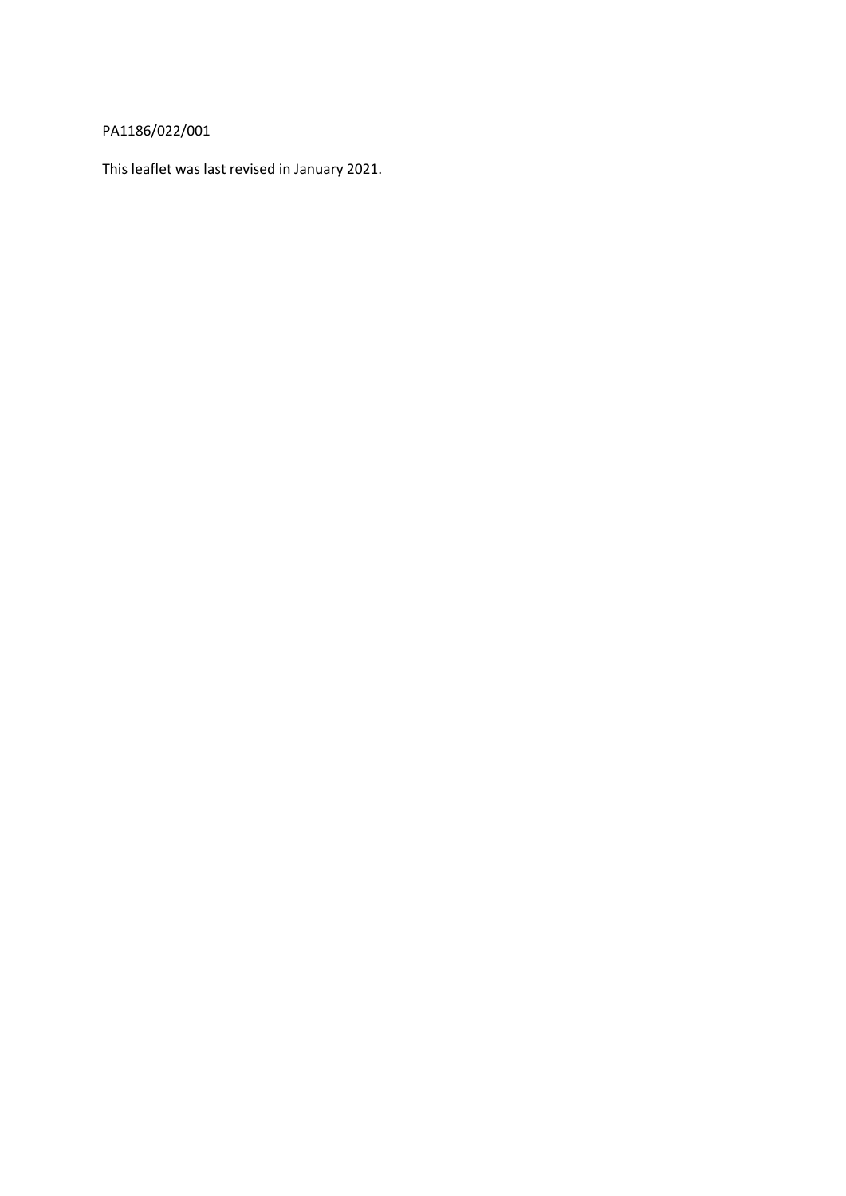PA1186/022/001

This leaflet was last revised in January 2021.